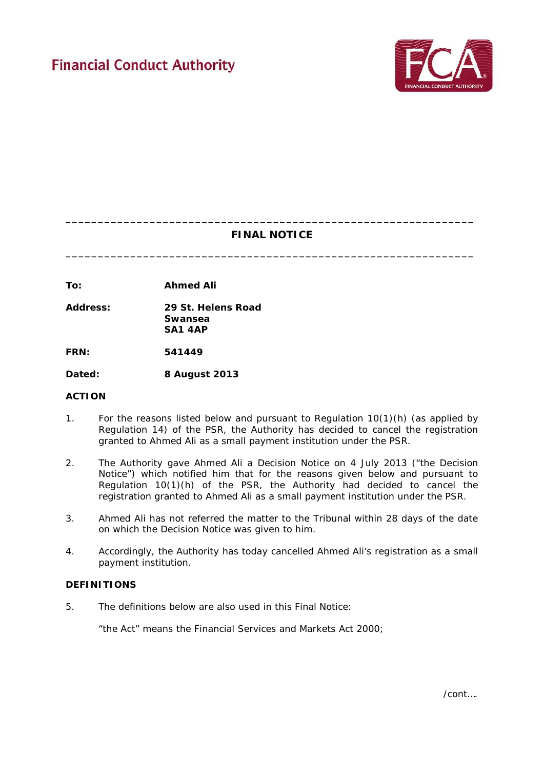Financial Conduct Authority

---

# FINAL NOTICE

---

**To:** **Ahmed Ali**

**Address:** **29 St. Helens Road**
**Swansea**
**SA1 4AP**

**FRN:** **541449**

**Dated:** **8 August 2013**

## ACTION

1. For the reasons listed below and pursuant to Regulation 10(1)(h) (as applied by Regulation 14) of the PSR, the Authority has decided to cancel the registration granted to Ahmed Ali as a small payment institution under the PSR.

2. The Authority gave Ahmed Ali a Decision Notice on 4 July 2013 ("the Decision Notice") which notified him that for the reasons given below and pursuant to Regulation 10(1)(h) of the PSR, the Authority had decided to cancel the registration granted to Ahmed Ali as a small payment institution under the PSR.

3. Ahmed Ali has not referred the matter to the Tribunal within 28 days of the date on which the Decision Notice was given to him.

4. Accordingly, the Authority has today cancelled Ahmed Ali's registration as a small payment institution.

## DEFINITIONS

5. The definitions below are also used in this Final Notice:

   "the Act" means the Financial Services and Markets Act 2000;

/cont….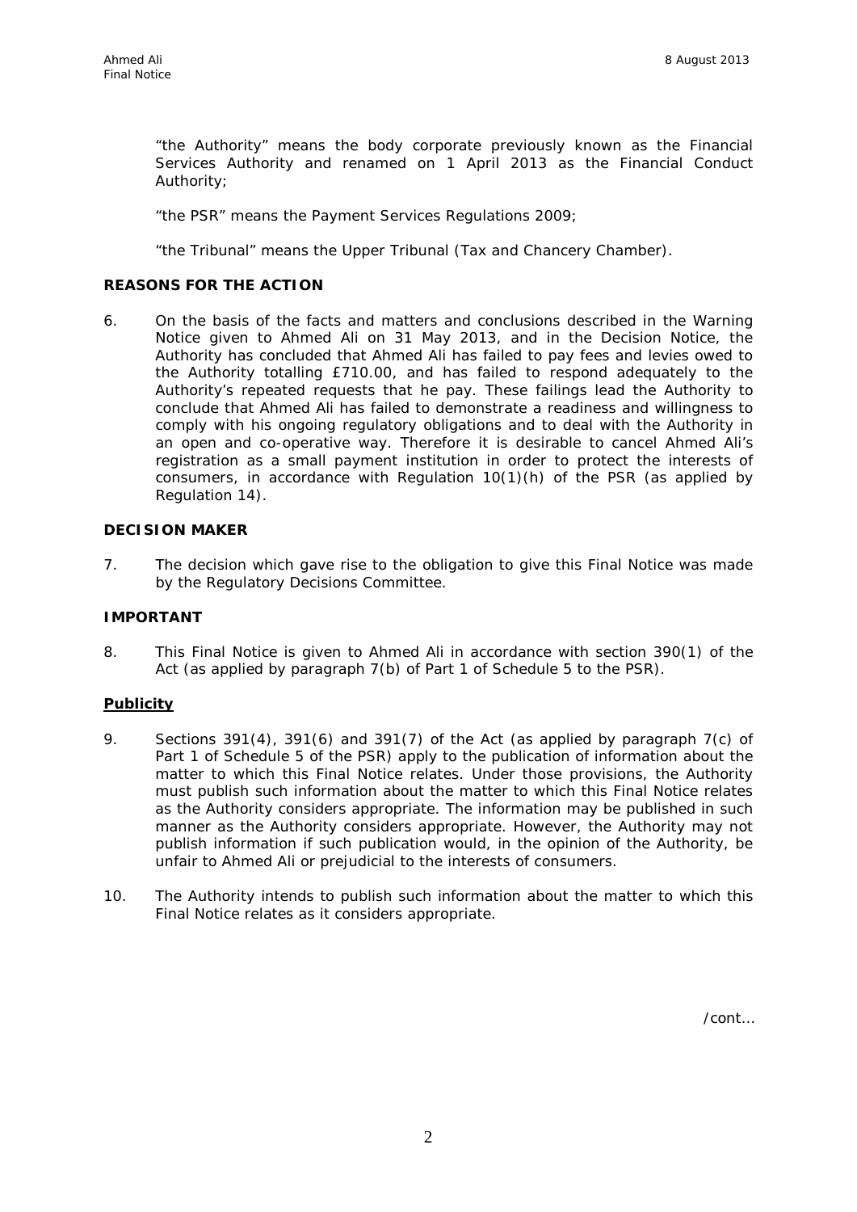"the Authority" means the body corporate previously known as the Financial Services Authority and renamed on 1 April 2013 as the Financial Conduct Authority;

"the PSR" means the Payment Services Regulations 2009;

"the Tribunal" means the Upper Tribunal (Tax and Chancery Chamber).

## REASONS FOR THE ACTION

6. On the basis of the facts and matters and conclusions described in the Warning Notice given to Ahmed Ali on 31 May 2013, and in the Decision Notice, the Authority has concluded that Ahmed Ali has failed to pay fees and levies owed to the Authority totalling £710.00, and has failed to respond adequately to the Authority's repeated requests that he pay. These failings lead the Authority to conclude that Ahmed Ali has failed to demonstrate a readiness and willingness to comply with his ongoing regulatory obligations and to deal with the Authority in an open and co-operative way. Therefore it is desirable to cancel Ahmed Ali's registration as a small payment institution in order to protect the interests of consumers, in accordance with Regulation 10(1)(h) of the PSR (as applied by Regulation 14).

## DECISION MAKER

7. The decision which gave rise to the obligation to give this Final Notice was made by the Regulatory Decisions Committee.

## IMPORTANT

8. This Final Notice is given to Ahmed Ali in accordance with section 390(1) of the Act (as applied by paragraph 7(b) of Part 1 of Schedule 5 to the PSR).

### Publicity

9. Sections 391(4), 391(6) and 391(7) of the Act (as applied by paragraph 7(c) of Part 1 of Schedule 5 of the PSR) apply to the publication of information about the matter to which this Final Notice relates. Under those provisions, the Authority must publish such information about the matter to which this Final Notice relates as the Authority considers appropriate. The information may be published in such manner as the Authority considers appropriate. However, the Authority may not publish information if such publication would, in the opinion of the Authority, be unfair to Ahmed Ali or prejudicial to the interests of consumers.

10. The Authority intends to publish such information about the matter to which this Final Notice relates as it considers appropriate.

/cont...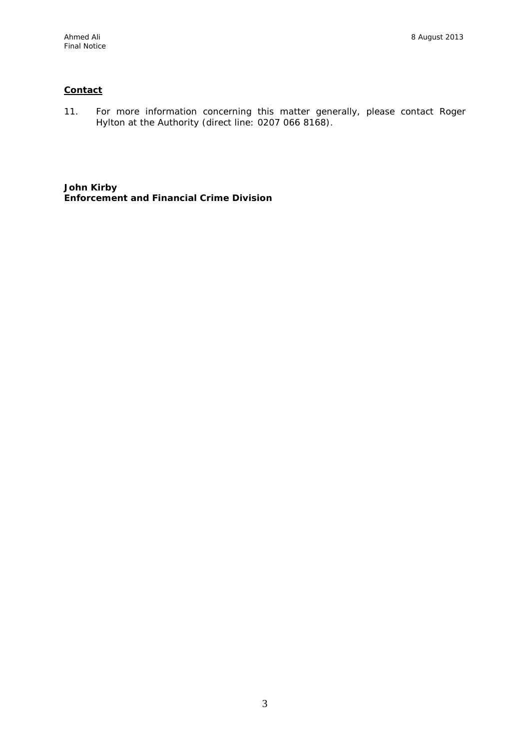**Contact**

11. For more information concerning this matter generally, please contact Roger Hylton at the Authority (direct line: 0207 066 8168).

**John Kirby**
**Enforcement and Financial Crime Division**